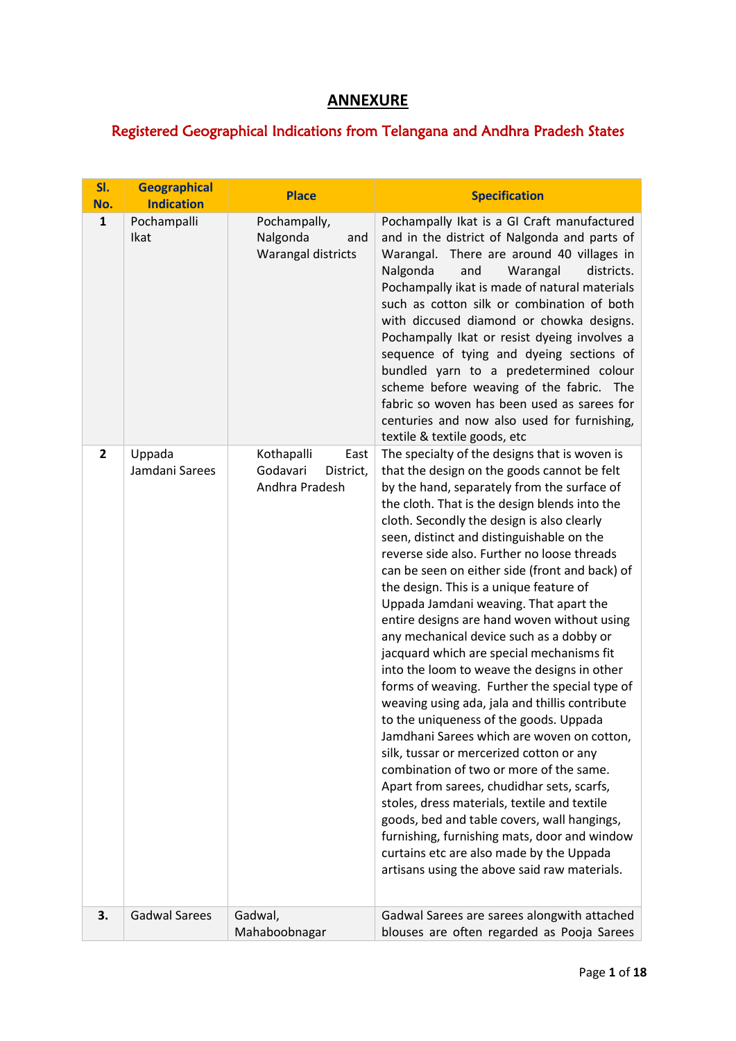# ANNEXURE

## Registered Geographical Indications from Telangana and Andhra Pradesh States

| Sl. No. | Geographical Indication | Place | Specification |
|---|---|---|---|
| 1 | Pochampalli Ikat | Pochampally, Nalgonda and Warangal districts | Pochampally Ikat is a GI Craft manufactured and in the district of Nalgonda and parts of Warangal. There are around 40 villages in Nalgonda and Warangal districts. Pochampally ikat is made of natural materials such as cotton silk or combination of both with diccused diamond or chowka designs. Pochampally Ikat or resist dyeing involves a sequence of tying and dyeing sections of bundled yarn to a predetermined colour scheme before weaving of the fabric. The fabric so woven has been used as sarees for centuries and now also used for furnishing, textile & textile goods, etc |
| 2 | Uppada Jamdani Sarees | Kothapalli East Godavari District, Andhra Pradesh | The specialty of the designs that is woven is that the design on the goods cannot be felt by the hand, separately from the surface of the cloth. That is the design blends into the cloth. Secondly the design is also clearly seen, distinct and distinguishable on the reverse side also. Further no loose threads can be seen on either side (front and back) of the design. This is a unique feature of Uppada Jamdani weaving. That apart the entire designs are hand woven without using any mechanical device such as a dobby or jacquard which are special mechanisms fit into the loom to weave the designs in other forms of weaving. Further the special type of weaving using ada, jala and thillis contribute to the uniqueness of the goods. Uppada Jamdhani Sarees which are woven on cotton, silk, tussar or mercerized cotton or any combination of two or more of the same. Apart from sarees, chudidhar sets, scarfs, stoles, dress materials, textile and textile goods, bed and table covers, wall hangings, furnishing, furnishing mats, door and window curtains etc are also made by the Uppada artisans using the above said raw materials. |
| 3. | Gadwal Sarees | Gadwal, Mahaboobnagar | Gadwal Sarees are sarees alongwith attached blouses are often regarded as Pooja Sarees |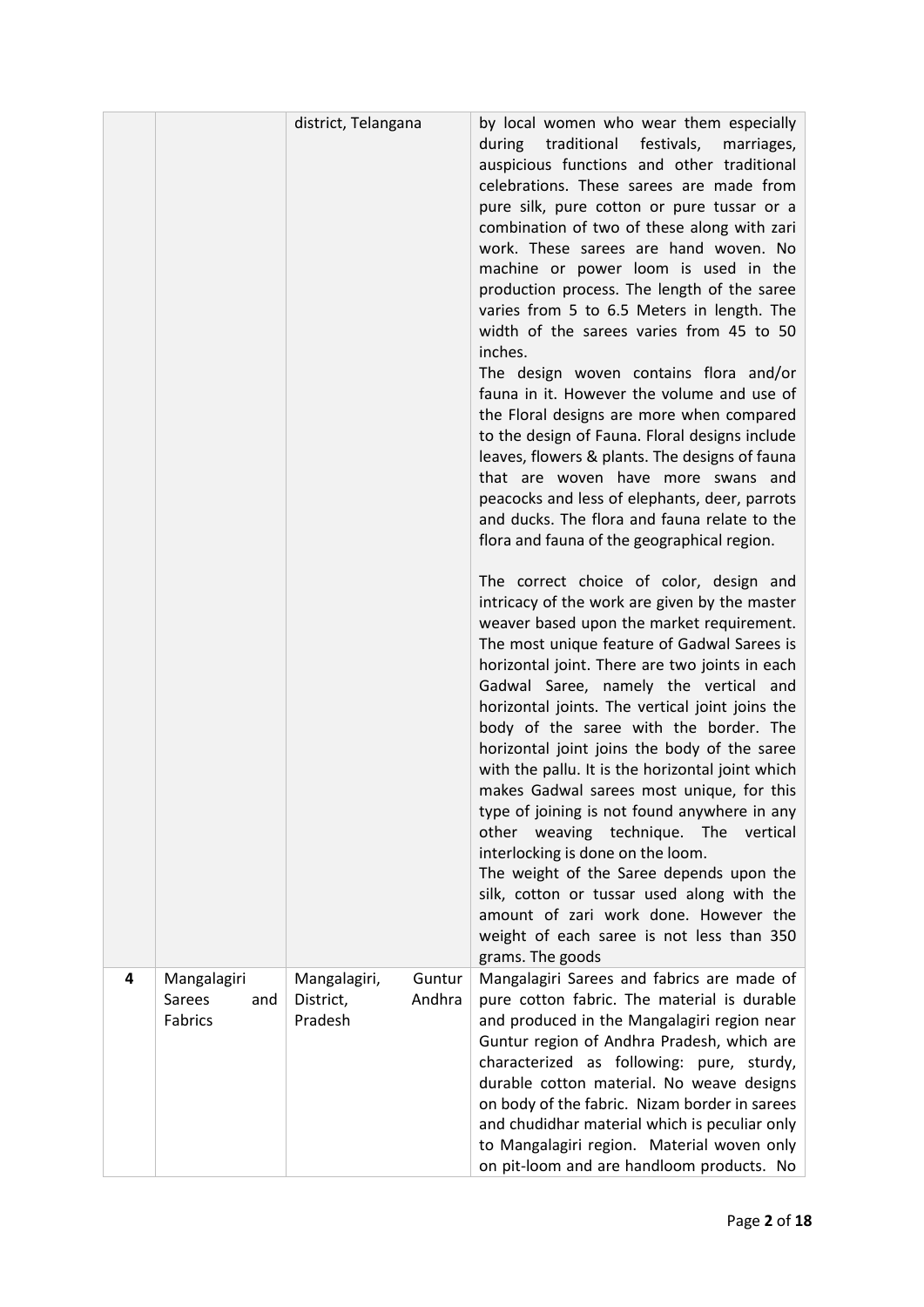| | | | |
|---|---|---|---|
| | | district, Telangana | by local women who wear them especially during traditional festivals, marriages, auspicious functions and other traditional celebrations. These sarees are made from pure silk, pure cotton or pure tussar or a combination of two of these along with zari work. These sarees are hand woven. No machine or power loom is used in the production process. The length of the saree varies from 5 to 6.5 Meters in length. The width of the sarees varies from 45 to 50 inches.<br>The design woven contains flora and/or fauna in it. However the volume and use of the Floral designs are more when compared to the design of Fauna. Floral designs include leaves, flowers & plants. The designs of fauna that are woven have more swans and peacocks and less of elephants, deer, parrots and ducks. The flora and fauna relate to the flora and fauna of the geographical region.<br><br>The correct choice of color, design and intricacy of the work are given by the master weaver based upon the market requirement. The most unique feature of Gadwal Sarees is horizontal joint. There are two joints in each Gadwal Saree, namely the vertical and horizontal joints. The vertical joint joins the body of the saree with the border. The horizontal joint joins the body of the saree with the pallu. It is the horizontal joint which makes Gadwal sarees most unique, for this type of joining is not found anywhere in any other weaving technique. The vertical interlocking is done on the loom.<br>The weight of the Saree depends upon the silk, cotton or tussar used along with the amount of zari work done. However the weight of each saree is not less than 350 grams. The goods |
| **4** | Mangalagiri Sarees and Fabrics | Mangalagiri, Guntur District, Andhra Pradesh | Mangalagiri Sarees and fabrics are made of pure cotton fabric. The material is durable and produced in the Mangalagiri region near Guntur region of Andhra Pradesh, which are characterized as following: pure, sturdy, durable cotton material. No weave designs on body of the fabric. Nizam border in sarees and chudidhar material which is peculiar only to Mangalagiri region. Material woven only on pit-loom and are handloom products. No |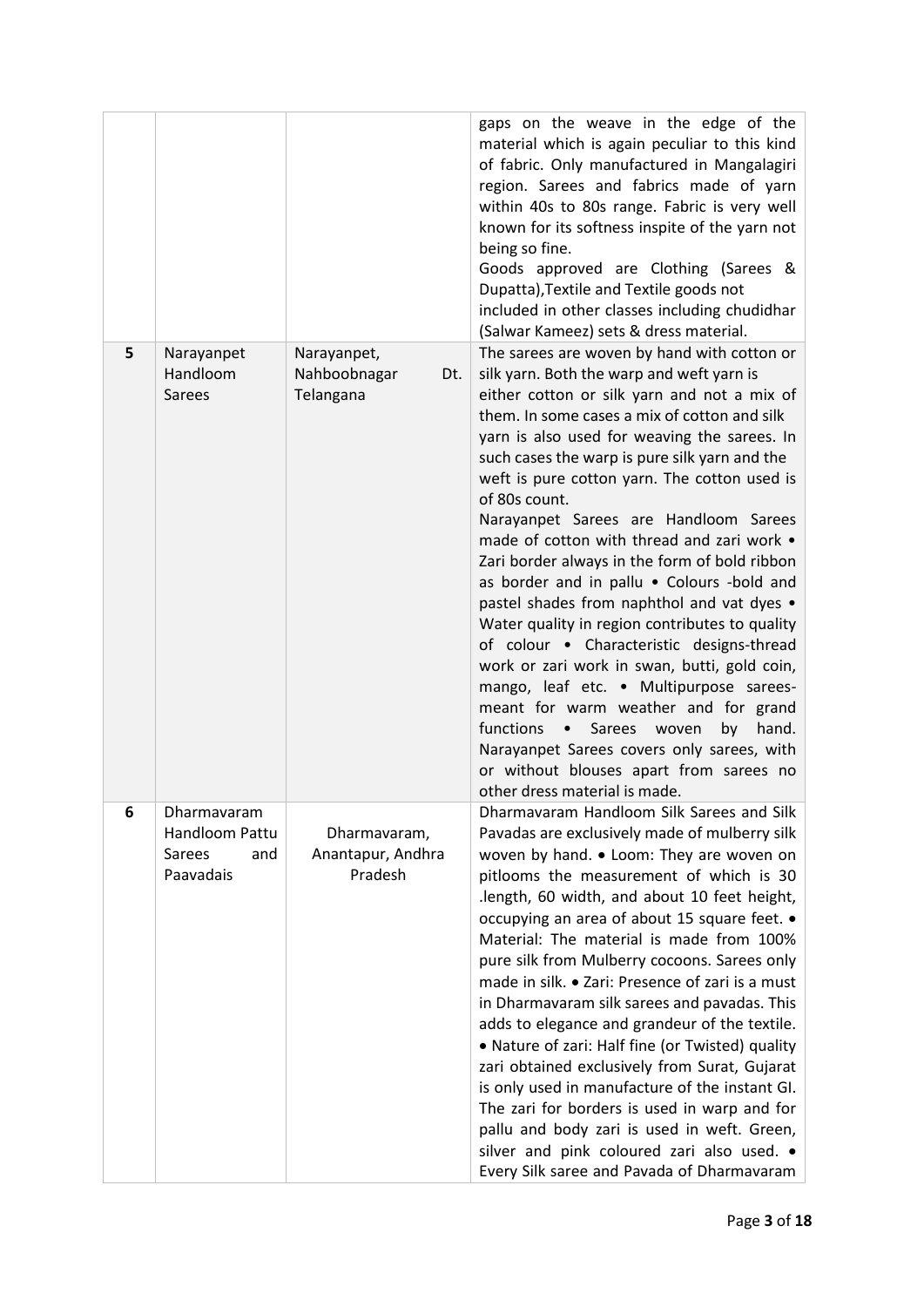| | | | |
|---|---|---|---|
| | | | gaps on the weave in the edge of the material which is again peculiar to this kind of fabric. Only manufactured in Mangalagiri region. Sarees and fabrics made of yarn within 40s to 80s range. Fabric is very well known for its softness inspite of the yarn not being so fine.<br>Goods approved are Clothing (Sarees & Dupatta),Textile and Textile goods not included in other classes including chudidhar (Salwar Kameez) sets & dress material. |
| **5** | Narayanpet Handloom Sarees | Narayanpet, Nahboobnagar Dt. Telangana | The sarees are woven by hand with cotton or silk yarn. Both the warp and weft yarn is either cotton or silk yarn and not a mix of them. In some cases a mix of cotton and silk yarn is also used for weaving the sarees. In such cases the warp is pure silk yarn and the weft is pure cotton yarn. The cotton used is of 80s count.<br>Narayanpet Sarees are Handloom Sarees made of cotton with thread and zari work • Zari border always in the form of bold ribbon as border and in pallu • Colours -bold and pastel shades from naphthol and vat dyes • Water quality in region contributes to quality of colour • Characteristic designs-thread work or zari work in swan, butti, gold coin, mango, leaf etc. • Multipurpose sarees-meant for warm weather and for grand functions • Sarees woven by hand. Narayanpet Sarees covers only sarees, with or without blouses apart from sarees no other dress material is made. |
| **6** | Dharmavaram Handloom Pattu Sarees and Paavadais | Dharmavaram, Anantapur, Andhra Pradesh | Dharmavaram Handloom Silk Sarees and Silk Pavadas are exclusively made of mulberry silk woven by hand. • Loom: They are woven on pitlooms the measurement of which is 30 .length, 60 width, and about 10 feet height, occupying an area of about 15 square feet. • Material: The material is made from 100% pure silk from Mulberry cocoons. Sarees only made in silk. • Zari: Presence of zari is a must in Dharmavaram silk sarees and pavadas. This adds to elegance and grandeur of the textile. • Nature of zari: Half fine (or Twisted) quality zari obtained exclusively from Surat, Gujarat is only used in manufacture of the instant GI. The zari for borders is used in warp and for pallu and body zari is used in weft. Green, silver and pink coloured zari also used. • Every Silk saree and Pavada of Dharmavaram |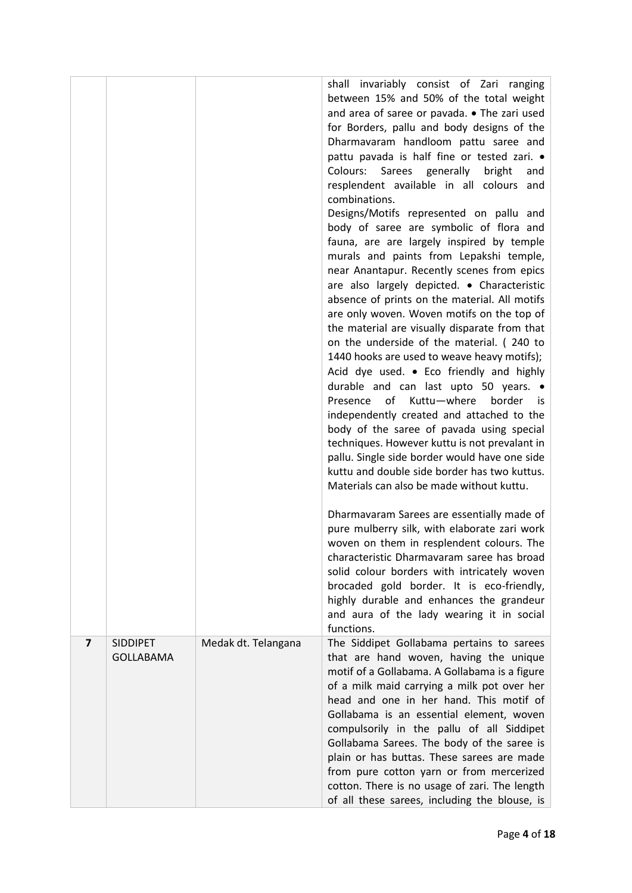|  |  |  |  |
|---|---|---|---|
|  |  |  | shall invariably consist of Zari ranging between 15% and 50% of the total weight and area of saree or pavada. • The zari used for Borders, pallu and body designs of the Dharmavaram handloom pattu saree and pattu pavada is half fine or tested zari. • Colours: Sarees generally bright and resplendent available in all colours and combinations.<br>Designs/Motifs represented on pallu and body of saree are symbolic of flora and fauna, are are largely inspired by temple murals and paints from Lepakshi temple, near Anantapur. Recently scenes from epics are also largely depicted. • Characteristic absence of prints on the material. All motifs are only woven. Woven motifs on the top of the material are visually disparate from that on the underside of the material. ( 240 to 1440 hooks are used to weave heavy motifs); Acid dye used. • Eco friendly and highly durable and can last upto 50 years. • Presence of Kuttu—where border is independently created and attached to the body of the saree of pavada using special techniques. However kuttu is not prevalant in pallu. Single side border would have one side kuttu and double side border has two kuttus. Materials can also be made without kuttu.<br><br>Dharmavaram Sarees are essentially made of pure mulberry silk, with elaborate zari work woven on them in resplendent colours. The characteristic Dharmavaram saree has broad solid colour borders with intricately woven brocaded gold border. It is eco-friendly, highly durable and enhances the grandeur and aura of the lady wearing it in social functions. |
| **7** | SIDDIPET GOLLABAMA | Medak dt. Telangana | The Siddipet Gollabama pertains to sarees that are hand woven, having the unique motif of a Gollabama. A Gollabama is a figure of a milk maid carrying a milk pot over her head and one in her hand. This motif of Gollabama is an essential element, woven compulsorily in the pallu of all Siddipet Gollabama Sarees. The body of the saree is plain or has buttas. These sarees are made from pure cotton yarn or from mercerized cotton. There is no usage of zari. The length of all these sarees, including the blouse, is |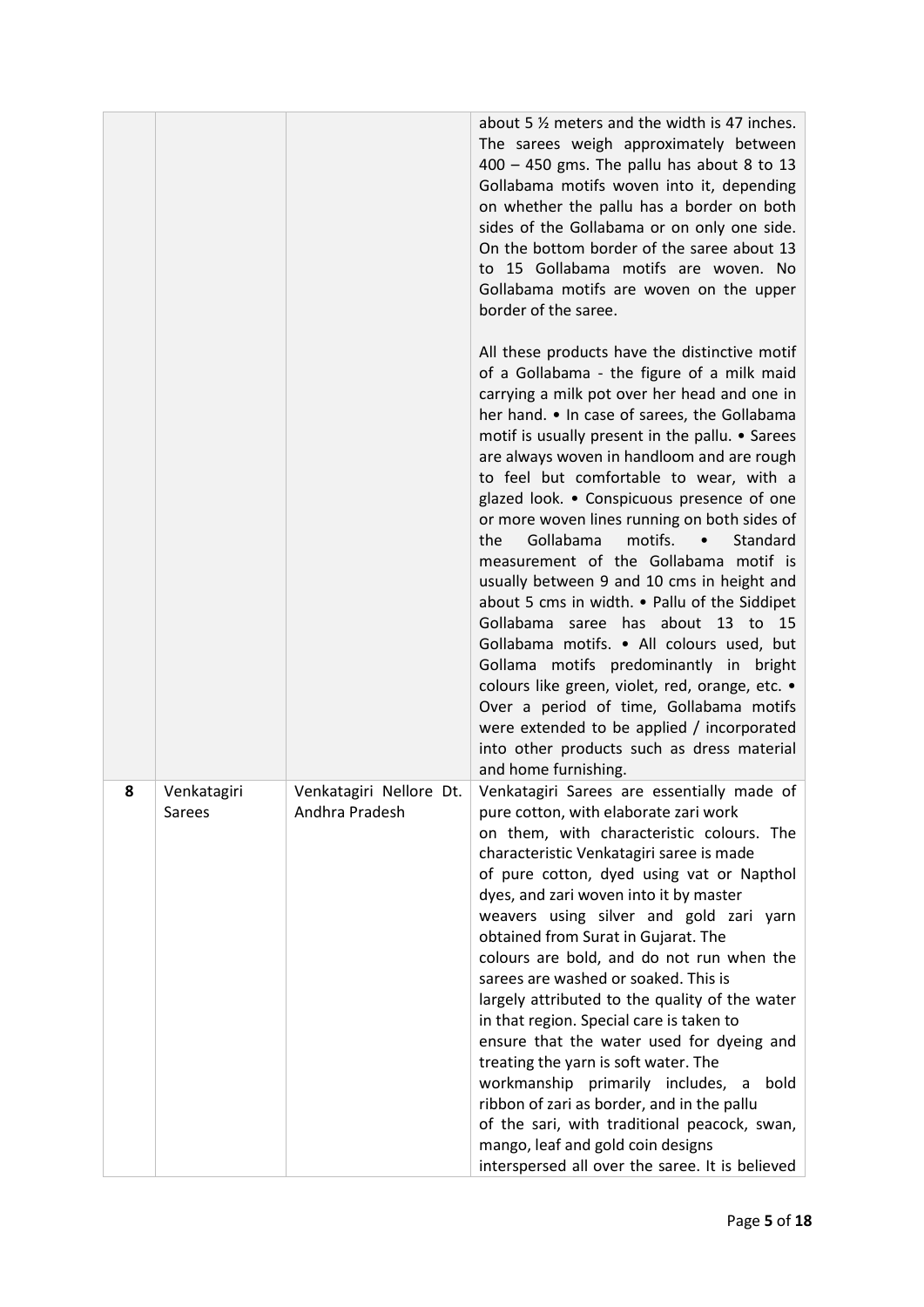|   |   |   |   |
|---|---|---|---|
|   |   |   | about 5 ½ meters and the width is 47 inches. The sarees weigh approximately between 400 – 450 gms. The pallu has about 8 to 13 Gollabama motifs woven into it, depending on whether the pallu has a border on both sides of the Gollabama or on only one side. On the bottom border of the saree about 13 to 15 Gollabama motifs are woven. No Gollabama motifs are woven on the upper border of the saree.<br><br>All these products have the distinctive motif of a Gollabama - the figure of a milk maid carrying a milk pot over her head and one in her hand. • In case of sarees, the Gollabama motif is usually present in the pallu. • Sarees are always woven in handloom and are rough to feel but comfortable to wear, with a glazed look. • Conspicuous presence of one or more woven lines running on both sides of the Gollabama motifs. • Standard measurement of the Gollabama motif is usually between 9 and 10 cms in height and about 5 cms in width. • Pallu of the Siddipet Gollabama saree has about 13 to 15 Gollabama motifs. • All colours used, but Gollama motifs predominantly in bright colours like green, violet, red, orange, etc. • Over a period of time, Gollabama motifs were extended to be applied / incorporated into other products such as dress material and home furnishing. |
| 8 | Venkatagiri Sarees | Venkatagiri Nellore Dt. Andhra Pradesh | Venkatagiri Sarees are essentially made of pure cotton, with elaborate zari work on them, with characteristic colours. The characteristic Venkatagiri saree is made of pure cotton, dyed using vat or Napthol dyes, and zari woven into it by master weavers using silver and gold zari yarn obtained from Surat in Gujarat. The colours are bold, and do not run when the sarees are washed or soaked. This is largely attributed to the quality of the water in that region. Special care is taken to ensure that the water used for dyeing and treating the yarn is soft water. The workmanship primarily includes, a bold ribbon of zari as border, and in the pallu of the sari, with traditional peacock, swan, mango, leaf and gold coin designs interspersed all over the saree. It is believed |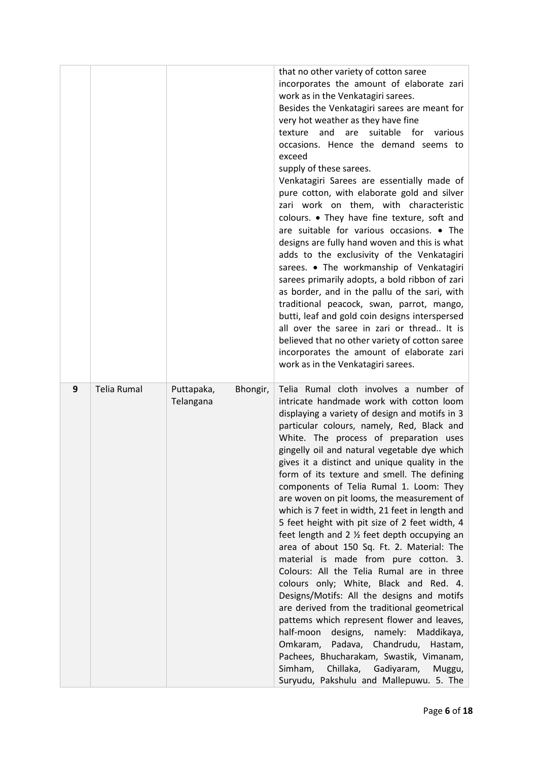|   |   |   |   |
|---|---|---|---|
|   |   |   | that no other variety of cotton saree incorporates the amount of elaborate zari work as in the Venkatagiri sarees. Besides the Venkatagiri sarees are meant for very hot weather as they have fine texture and are suitable for various occasions. Hence the demand seems to exceed supply of these sarees. Venkatagiri Sarees are essentially made of pure cotton, with elaborate gold and silver zari work on them, with characteristic colours. • They have fine texture, soft and are suitable for various occasions. • The designs are fully hand woven and this is what adds to the exclusivity of the Venkatagiri sarees. • The workmanship of Venkatagiri sarees primarily adopts, a bold ribbon of zari as border, and in the pallu of the sari, with traditional peacock, swan, parrot, mango, butti, leaf and gold coin designs interspersed all over the saree in zari or thread.. It is believed that no other variety of cotton saree incorporates the amount of elaborate zari work as in the Venkatagiri sarees. |
| **9** | Telia Rumal | Puttapaka, Bhongir, Telangana | Telia Rumal cloth involves a number of intricate handmade work with cotton loom displaying a variety of design and motifs in 3 particular colours, namely, Red, Black and White. The process of preparation uses gingelly oil and natural vegetable dye which gives it a distinct and unique quality in the form of its texture and smell. The defining components of Telia Rumal 1. Loom: They are woven on pit looms, the measurement of which is 7 feet in width, 21 feet in length and 5 feet height with pit size of 2 feet width, 4 feet length and 2 ½ feet depth occupying an area of about 150 Sq. Ft. 2. Material: The material is made from pure cotton. 3. Colours: All the Telia Rumal are in three colours only; White, Black and Red. 4. Designs/Motifs: All the designs and motifs are derived from the traditional geometrical pattems which represent flower and leaves, half-moon designs, namely: Maddikaya, Omkaram, Padava, Chandrudu, Hastam, Pachees, Bhucharakam, Swastik, Vimanam, Simham, Chillaka, Gadiyaram, Muggu, Suryudu, Pakshulu and Mallepuwu. 5. The |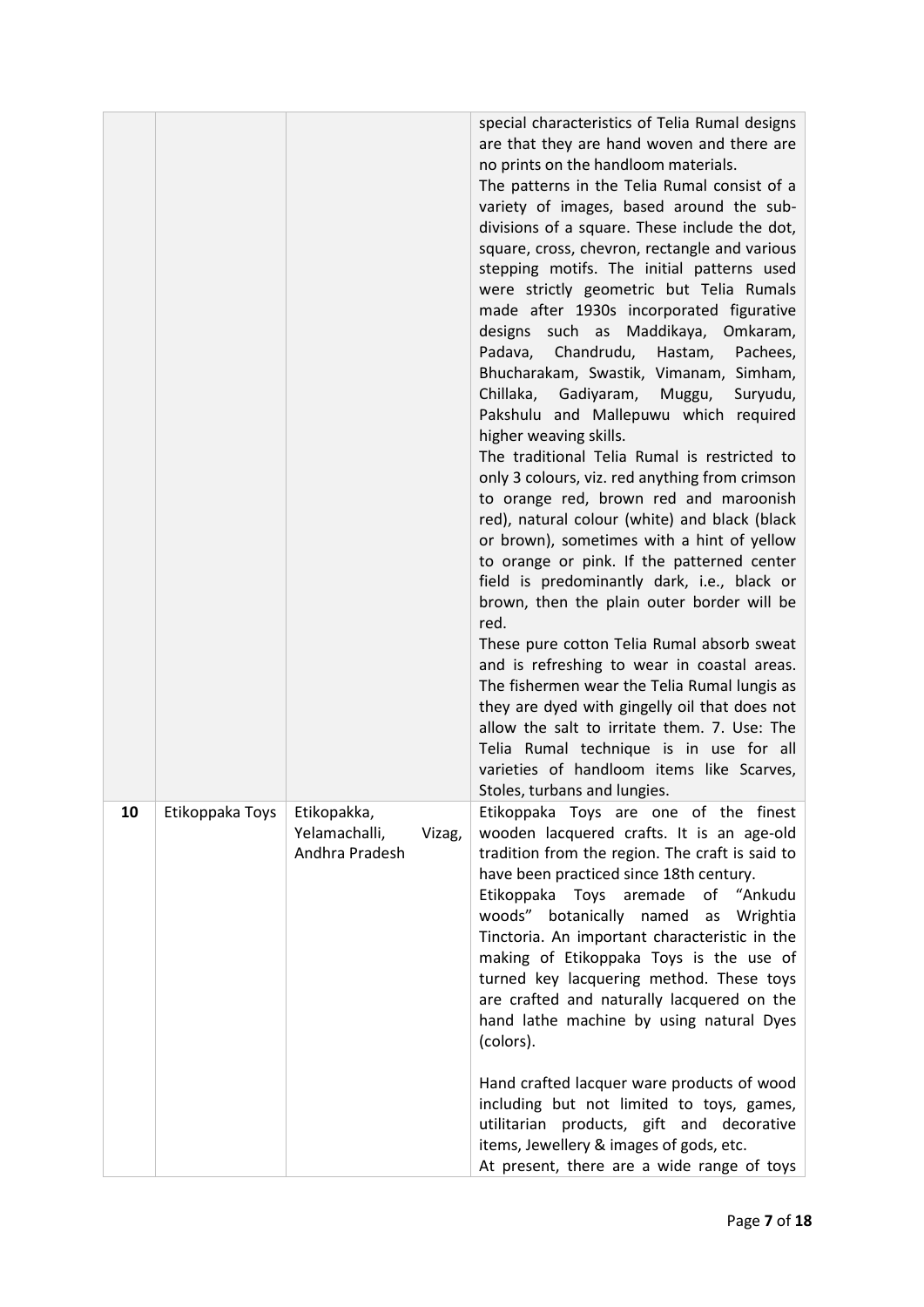| | | | |
|---|---|---|---|
| | | | special characteristics of Telia Rumal designs are that they are hand woven and there are no prints on the handloom materials.<br>The patterns in the Telia Rumal consist of a variety of images, based around the sub-divisions of a square. These include the dot, square, cross, chevron, rectangle and various stepping motifs. The initial patterns used were strictly geometric but Telia Rumals made after 1930s incorporated figurative designs such as Maddikaya, Omkaram, Padava, Chandrudu, Hastam, Pachees, Bhucharakam, Swastik, Vimanam, Simham, Chillaka, Gadiyaram, Muggu, Suryudu, Pakshulu and Mallepuwu which required higher weaving skills.<br>The traditional Telia Rumal is restricted to only 3 colours, viz. red anything from crimson to orange red, brown red and maroonish red), natural colour (white) and black (black or brown), sometimes with a hint of yellow to orange or pink. If the patterned center field is predominantly dark, i.e., black or brown, then the plain outer border will be red.<br>These pure cotton Telia Rumal absorb sweat and is refreshing to wear in coastal areas. The fishermen wear the Telia Rumal lungis as they are dyed with gingelly oil that does not allow the salt to irritate them. 7. Use: The Telia Rumal technique is in use for all varieties of handloom items like Scarves, Stoles, turbans and lungies. |
| **10** | Etikoppaka Toys | Etikopakka, Yelamachalli, Vizag, Andhra Pradesh | Etikoppaka Toys are one of the finest wooden lacquered crafts. It is an age-old tradition from the region. The craft is said to have been practiced since 18th century.<br>Etikoppaka Toys aremade of "Ankudu woods" botanically named as Wrightia Tinctoria. An important characteristic in the making of Etikoppaka Toys is the use of turned key lacquering method. These toys are crafted and naturally lacquered on the hand lathe machine by using natural Dyes (colors).<br><br>Hand crafted lacquer ware products of wood including but not limited to toys, games, utilitarian products, gift and decorative items, Jewellery & images of gods, etc.<br>At present, there are a wide range of toys |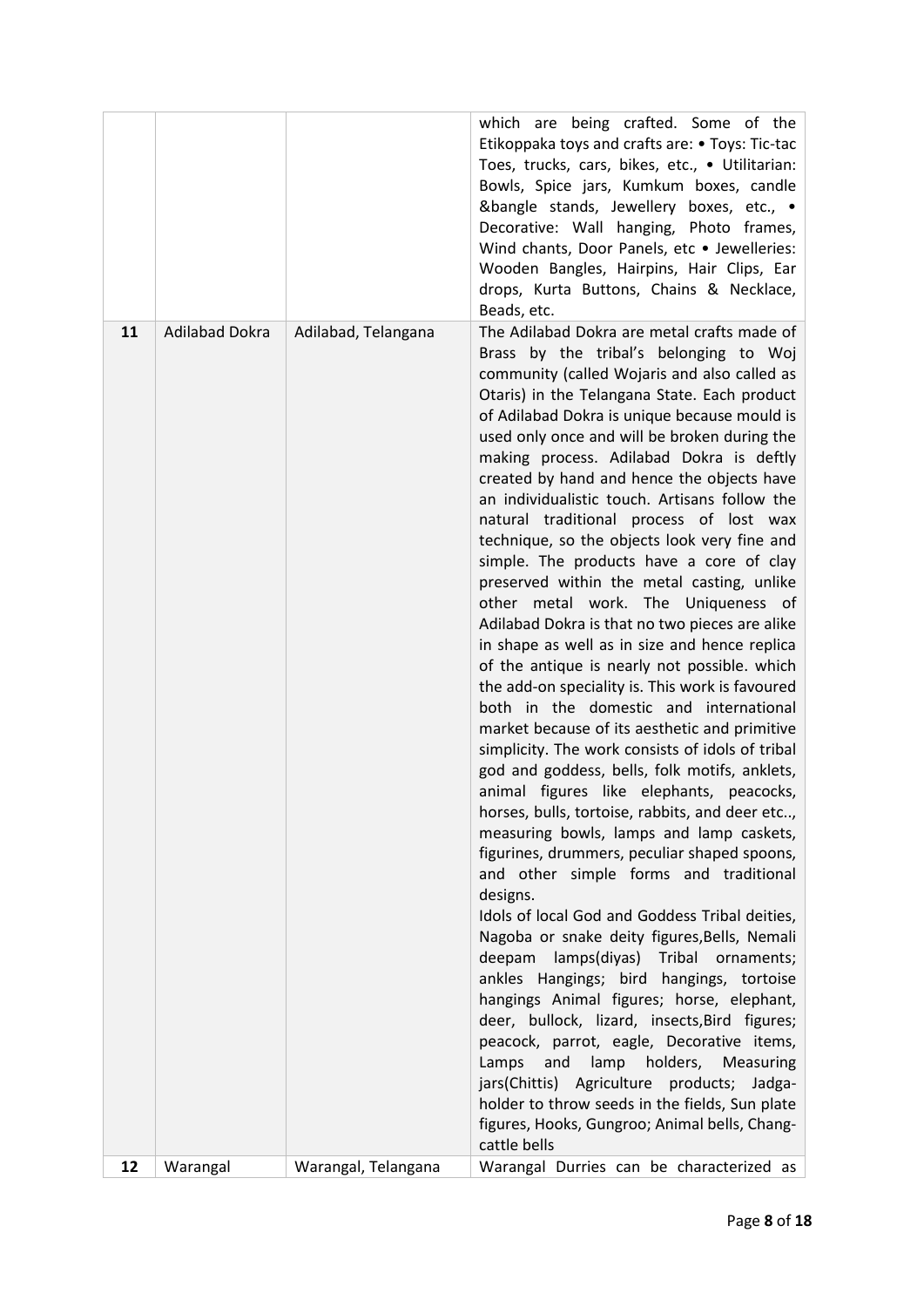| | | | |
|---|---|---|---|
| | | | which are being crafted. Some of the Etikoppaka toys and crafts are: • Toys: Tic-tac Toes, trucks, cars, bikes, etc., • Utilitarian: Bowls, Spice jars, Kumkum boxes, candle &bangle stands, Jewellery boxes, etc., • Decorative: Wall hanging, Photo frames, Wind chants, Door Panels, etc • Jewelleries: Wooden Bangles, Hairpins, Hair Clips, Ear drops, Kurta Buttons, Chains & Necklace, Beads, etc. |
| **11** | Adilabad Dokra | Adilabad, Telangana | The Adilabad Dokra are metal crafts made of Brass by the tribal's belonging to Woj community (called Wojaris and also called as Otaris) in the Telangana State. Each product of Adilabad Dokra is unique because mould is used only once and will be broken during the making process. Adilabad Dokra is deftly created by hand and hence the objects have an individualistic touch. Artisans follow the natural traditional process of lost wax technique, so the objects look very fine and simple. The products have a core of clay preserved within the metal casting, unlike other metal work. The Uniqueness of Adilabad Dokra is that no two pieces are alike in shape as well as in size and hence replica of the antique is nearly not possible. which the add-on speciality is. This work is favoured both in the domestic and international market because of its aesthetic and primitive simplicity. The work consists of idols of tribal god and goddess, bells, folk motifs, anklets, animal figures like elephants, peacocks, horses, bulls, tortoise, rabbits, and deer etc.., measuring bowls, lamps and lamp caskets, figurines, drummers, peculiar shaped spoons, and other simple forms and traditional designs.<br>Idols of local God and Goddess Tribal deities, Nagoba or snake deity figures,Bells, Nemali deepam lamps(diyas) Tribal ornaments; ankles Hangings; bird hangings, tortoise hangings Animal figures; horse, elephant, deer, bullock, lizard, insects,Bird figures; peacock, parrot, eagle, Decorative items, Lamps and lamp holders, Measuring jars(Chittis) Agriculture products; Jadga-holder to throw seeds in the fields, Sun plate figures, Hooks, Gungroo; Animal bells, Chang-cattle bells |
| **12** | Warangal | Warangal, Telangana | Warangal Durries can be characterized as |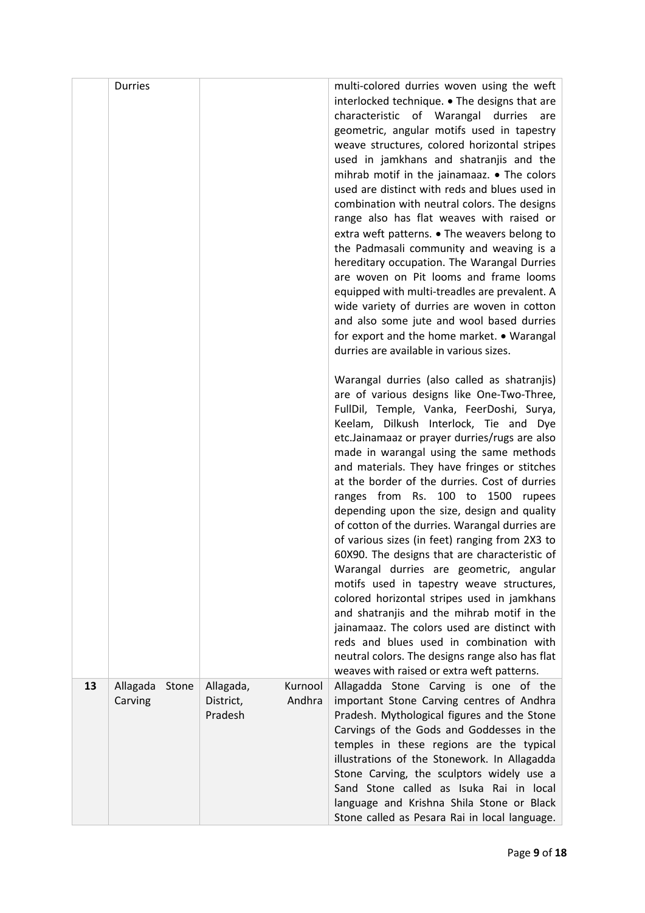| | | | |
|---|---|---|---|
| | Durries | | multi-colored durries woven using the weft interlocked technique. • The designs that are characteristic of Warangal durries are geometric, angular motifs used in tapestry weave structures, colored horizontal stripes used in jamkhans and shatranjis and the mihrab motif in the jainamaaz. • The colors used are distinct with reds and blues used in combination with neutral colors. The designs range also has flat weaves with raised or extra weft patterns. • The weavers belong to the Padmasali community and weaving is a hereditary occupation. The Warangal Durries are woven on Pit looms and frame looms equipped with multi-treadles are prevalent. A wide variety of durries are woven in cotton and also some jute and wool based durries for export and the home market. • Warangal durries are available in various sizes.<br><br>Warangal durries (also called as shatranjis) are of various designs like One-Two-Three, FullDil, Temple, Vanka, FeerDoshi, Surya, Keelam, Dilkush Interlock, Tie and Dye etc.Jainamaaz or prayer durries/rugs are also made in warangal using the same methods and materials. They have fringes or stitches at the border of the durries. Cost of durries ranges from Rs. 100 to 1500 rupees depending upon the size, design and quality of cotton of the durries. Warangal durries are of various sizes (in feet) ranging from 2X3 to 60X90. The designs that are characteristic of Warangal durries are geometric, angular motifs used in tapestry weave structures, colored horizontal stripes used in jamkhans and shatranjis and the mihrab motif in the jainamaaz. The colors used are distinct with reds and blues used in combination with neutral colors. The designs range also has flat weaves with raised or extra weft patterns. |
| 13 | Allagada Stone Carving | Allagada, Kurnool District, Andhra Pradesh | Allagadda Stone Carving is one of the important Stone Carving centres of Andhra Pradesh. Mythological figures and the Stone Carvings of the Gods and Goddesses in the temples in these regions are the typical illustrations of the Stonework. In Allagadda Stone Carving, the sculptors widely use a Sand Stone called as Isuka Rai in local language and Krishna Shila Stone or Black Stone called as Pesara Rai in local language. |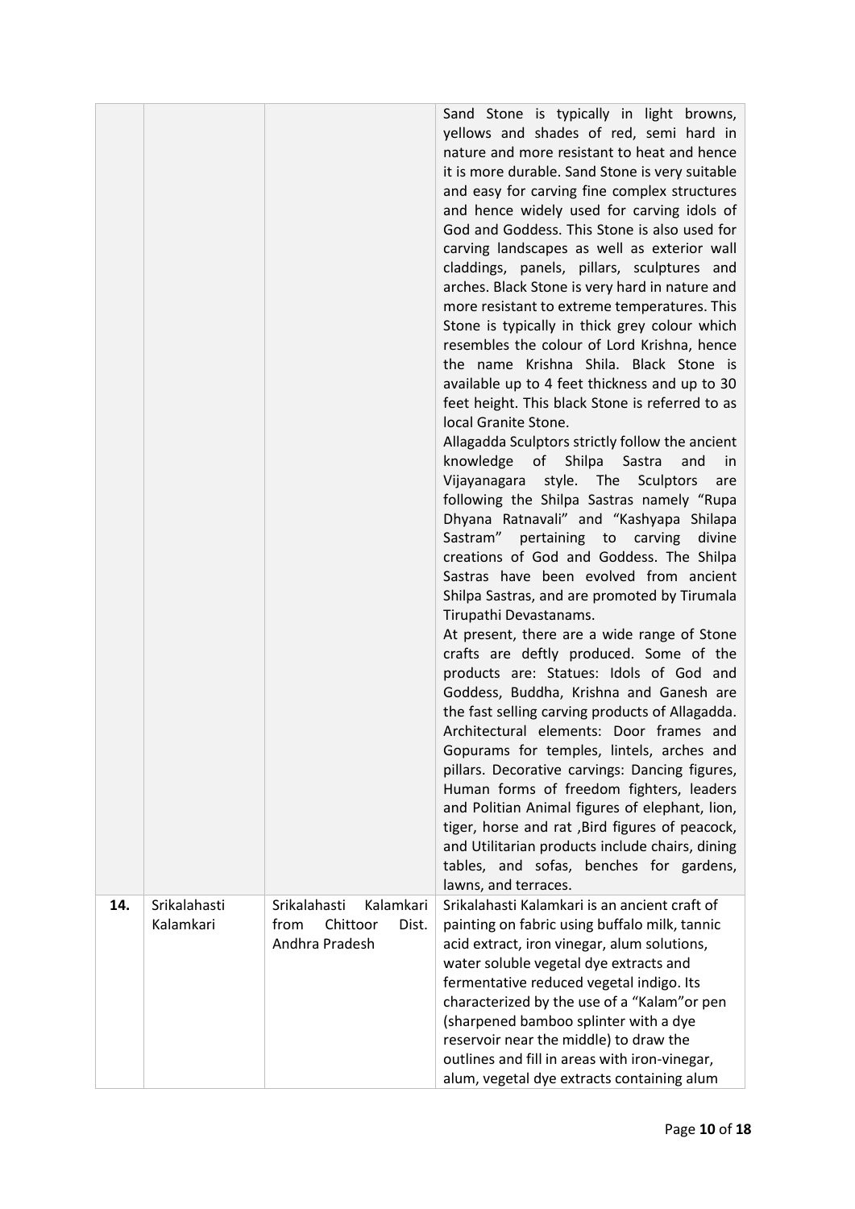| | | | |
|---|---|---|---|
| | | | Sand Stone is typically in light browns, yellows and shades of red, semi hard in nature and more resistant to heat and hence it is more durable. Sand Stone is very suitable and easy for carving fine complex structures and hence widely used for carving idols of God and Goddess. This Stone is also used for carving landscapes as well as exterior wall claddings, panels, pillars, sculptures and arches. Black Stone is very hard in nature and more resistant to extreme temperatures. This Stone is typically in thick grey colour which resembles the colour of Lord Krishna, hence the name Krishna Shila. Black Stone is available up to 4 feet thickness and up to 30 feet height. This black Stone is referred to as local Granite Stone.<br>Allagadda Sculptors strictly follow the ancient knowledge of Shilpa Sastra and in Vijayanagara style. The Sculptors are following the Shilpa Sastras namely "Rupa Dhyana Ratnavali" and "Kashyapa Shilapa Sastram" pertaining to carving divine creations of God and Goddess. The Shilpa Sastras have been evolved from ancient Shilpa Sastras, and are promoted by Tirumala Tirupathi Devastanams.<br>At present, there are a wide range of Stone crafts are deftly produced. Some of the products are: Statues: Idols of God and Goddess, Buddha, Krishna and Ganesh are the fast selling carving products of Allagadda. Architectural elements: Door frames and Gopurams for temples, lintels, arches and pillars. Decorative carvings: Dancing figures, Human forms of freedom fighters, leaders and Politian Animal figures of elephant, lion, tiger, horse and rat ,Bird figures of peacock, and Utilitarian products include chairs, dining tables, and sofas, benches for gardens, lawns, and terraces. |
| **14.** | Srikalahasti Kalamkari | Srikalahasti Kalamkari from Chittoor Dist. Andhra Pradesh | Srikalahasti Kalamkari is an ancient craft of painting on fabric using buffalo milk, tannic acid extract, iron vinegar, alum solutions, water soluble vegetal dye extracts and fermentative reduced vegetal indigo. Its characterized by the use of a "Kalam"or pen (sharpened bamboo splinter with a dye reservoir near the middle) to draw the outlines and fill in areas with iron-vinegar, alum, vegetal dye extracts containing alum |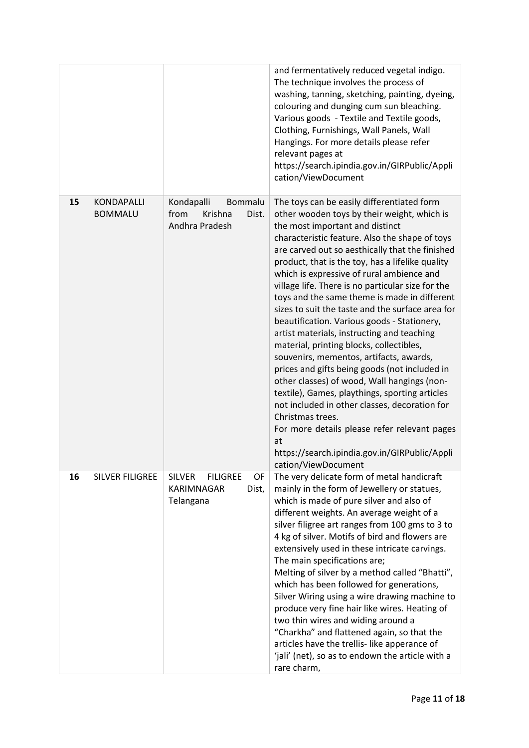| | | | |
|---|---|---|---|
| | | | and fermentatively reduced vegetal indigo. The technique involves the process of washing, tanning, sketching, painting, dyeing, colouring and dunging cum sun bleaching. Various goods - Textile and Textile goods, Clothing, Furnishings, Wall Panels, Wall Hangings. For more details please refer relevant pages at https://search.ipindia.gov.in/GIRPublic/Application/ViewDocument |
| **15** | KONDAPALLI BOMMALU | Kondapalli Bommalu from Krishna Dist. Andhra Pradesh | The toys can be easily differentiated form other wooden toys by their weight, which is the most important and distinct characteristic feature. Also the shape of toys are carved out so aesthically that the finished product, that is the toy, has a lifelike quality which is expressive of rural ambience and village life. There is no particular size for the toys and the same theme is made in different sizes to suit the taste and the surface area for beautification. Various goods - Stationery, artist materials, instructing and teaching material, printing blocks, collectibles, souvenirs, mementos, artifacts, awards, prices and gifts being goods (not included in other classes) of wood, Wall hangings (non-textile), Games, playthings, sporting articles not included in other classes, decoration for Christmas trees. For more details please refer relevant pages at https://search.ipindia.gov.in/GIRPublic/Application/ViewDocument |
| **16** | SILVER FILIGREE | SILVER FILIGREE OF KARIMNAGAR Dist, Telangana | The very delicate form of metal handicraft mainly in the form of Jewellery or statues, which is made of pure silver and also of different weights. An average weight of a silver filigree art ranges from 100 gms to 3 to 4 kg of silver. Motifs of bird and flowers are extensively used in these intricate carvings. The main specifications are; Melting of silver by a method called "Bhatti", which has been followed for generations, Silver Wiring using a wire drawing machine to produce very fine hair like wires. Heating of two thin wires and widing around a "Charkha" and flattened again, so that the articles have the trellis- like apperance of 'jali' (net), so as to endown the article with a rare charm, |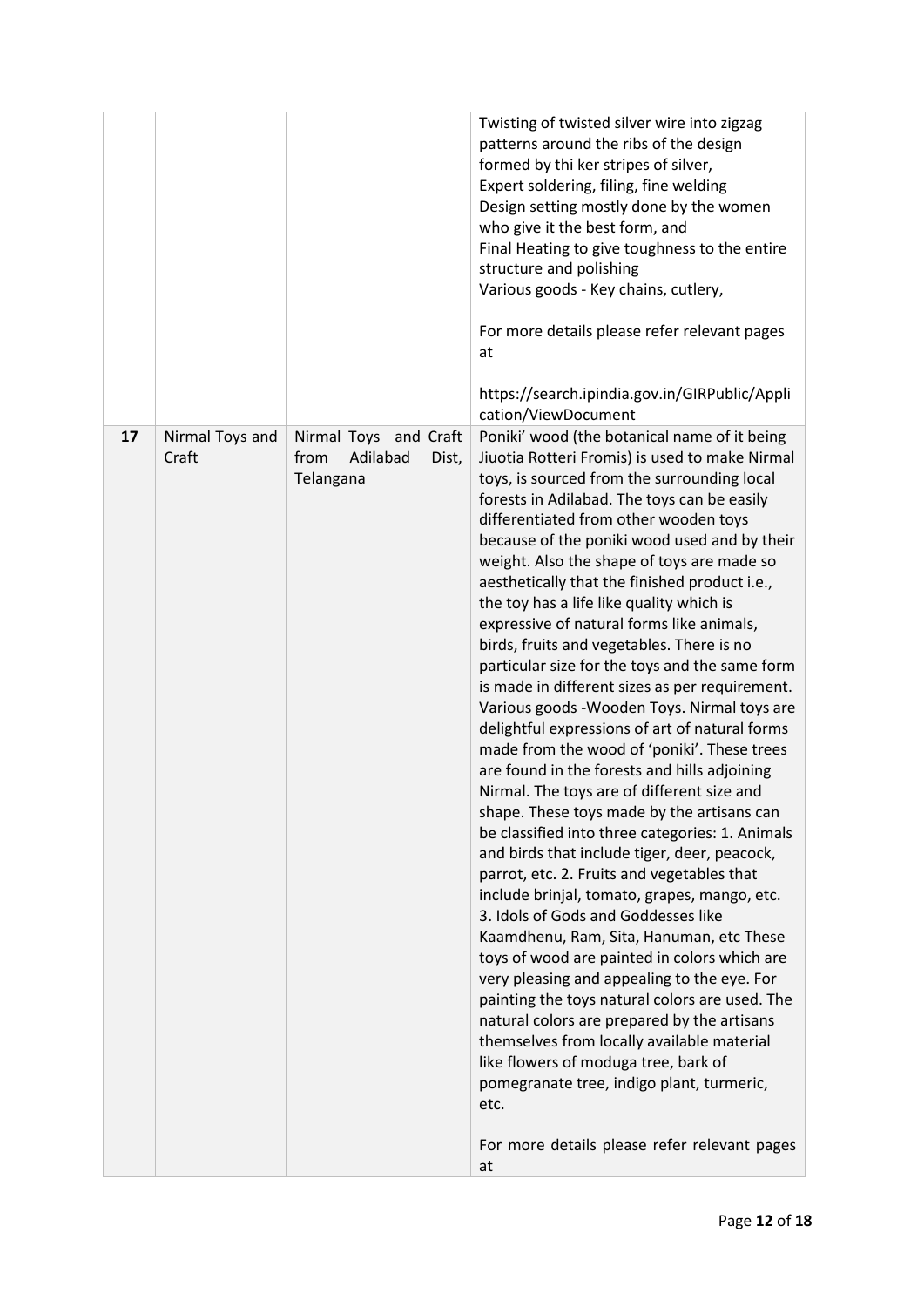| | | | |
|---|---|---|---|
| | | | Twisting of twisted silver wire into zigzag patterns around the ribs of the design formed by thi ker stripes of silver,<br>Expert soldering, filing, fine welding<br>Design setting mostly done by the women who give it the best form, and<br>Final Heating to give toughness to the entire structure and polishing<br>Various goods - Key chains, cutlery,<br><br>For more details please refer relevant pages at<br><br>https://search.ipindia.gov.in/GIRPublic/Application/ViewDocument |
| **17** | Nirmal Toys and Craft | Nirmal Toys and Craft from Adilabad Dist, Telangana | Poniki' wood (the botanical name of it being Jiuotia Rotteri Fromis) is used to make Nirmal toys, is sourced from the surrounding local forests in Adilabad. The toys can be easily differentiated from other wooden toys because of the poniki wood used and by their weight. Also the shape of toys are made so aesthetically that the finished product i.e., the toy has a life like quality which is expressive of natural forms like animals, birds, fruits and vegetables. There is no particular size for the toys and the same form is made in different sizes as per requirement. Various goods -Wooden Toys. Nirmal toys are delightful expressions of art of natural forms made from the wood of 'poniki'. These trees are found in the forests and hills adjoining Nirmal. The toys are of different size and shape. These toys made by the artisans can be classified into three categories: 1. Animals and birds that include tiger, deer, peacock, parrot, etc. 2. Fruits and vegetables that include brinjal, tomato, grapes, mango, etc. 3. Idols of Gods and Goddesses like Kaamdhenu, Ram, Sita, Hanuman, etc These toys of wood are painted in colors which are very pleasing and appealing to the eye. For painting the toys natural colors are used. The natural colors are prepared by the artisans themselves from locally available material like flowers of moduga tree, bark of pomegranate tree, indigo plant, turmeric, etc.<br><br>For more details please refer relevant pages at |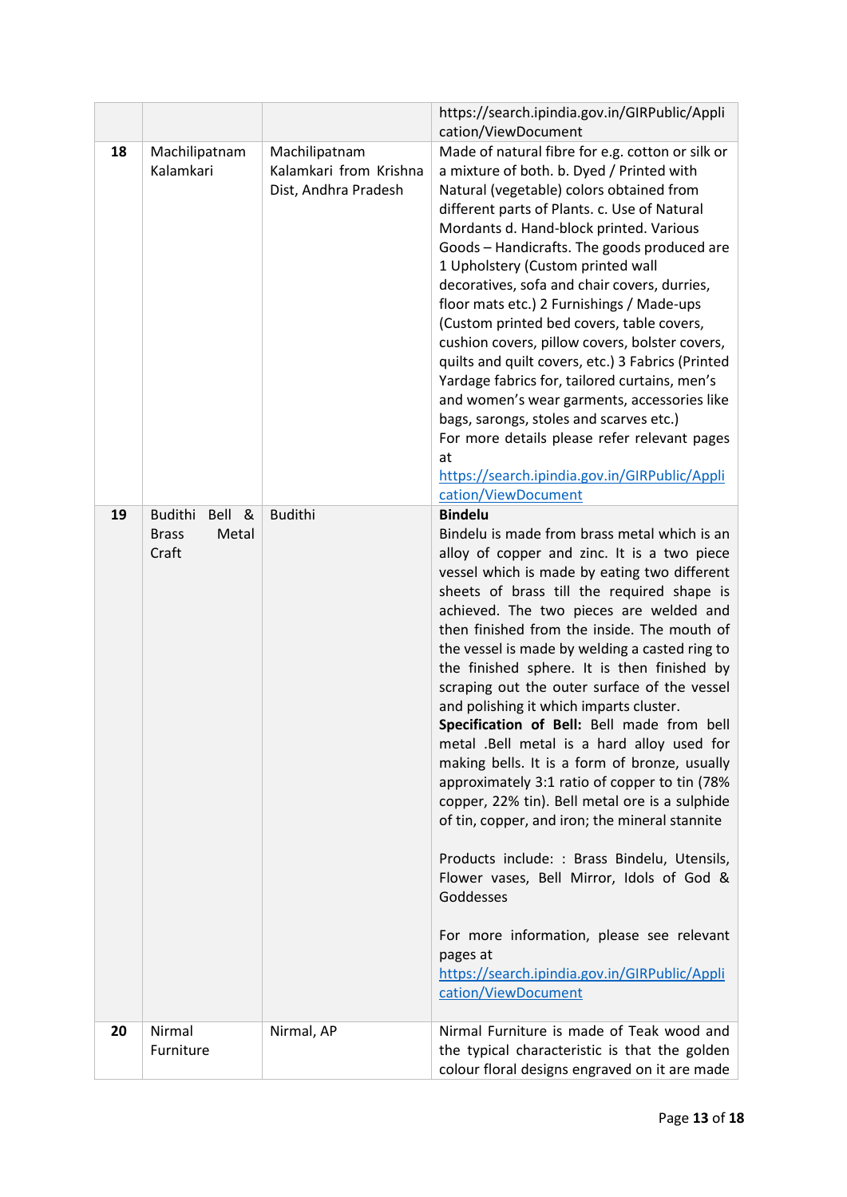| | | | |
|---|---|---|---|
| | | | https://search.ipindia.gov.in/GIRPublic/Application/ViewDocument |
| **18** | Machilipatnam Kalamkari | Machilipatnam Kalamkari from Krishna Dist, Andhra Pradesh | Made of natural fibre for e.g. cotton or silk or a mixture of both. b. Dyed / Printed with Natural (vegetable) colors obtained from different parts of Plants. c. Use of Natural Mordants d. Hand-block printed. Various Goods – Handicrafts. The goods produced are 1 Upholstery (Custom printed wall decoratives, sofa and chair covers, durries, floor mats etc.) 2 Furnishings / Made-ups (Custom printed bed covers, table covers, cushion covers, pillow covers, bolster covers, quilts and quilt covers, etc.) 3 Fabrics (Printed Yardage fabrics for, tailored curtains, men's and women's wear garments, accessories like bags, sarongs, stoles and scarves etc.)<br>For more details please refer relevant pages at https://search.ipindia.gov.in/GIRPublic/Application/ViewDocument |
| **19** | Budithi Bell & Brass Metal Craft | Budithi | **Bindelu**<br>Bindelu is made from brass metal which is an alloy of copper and zinc. It is a two piece vessel which is made by eating two different sheets of brass till the required shape is achieved. The two pieces are welded and then finished from the inside. The mouth of the vessel is made by welding a casted ring to the finished sphere. It is then finished by scraping out the outer surface of the vessel and polishing it which imparts cluster.<br>**Specification of Bell:** Bell made from bell metal .Bell metal is a hard alloy used for making bells. It is a form of bronze, usually approximately 3:1 ratio of copper to tin (78% copper, 22% tin). Bell metal ore is a sulphide of tin, copper, and iron; the mineral stannite<br><br>Products include: : Brass Bindelu, Utensils, Flower vases, Bell Mirror, Idols of God & Goddesses<br><br>For more information, please see relevant pages at https://search.ipindia.gov.in/GIRPublic/Application/ViewDocument |
| **20** | Nirmal Furniture | Nirmal, AP | Nirmal Furniture is made of Teak wood and the typical characteristic is that the golden colour floral designs engraved on it are made |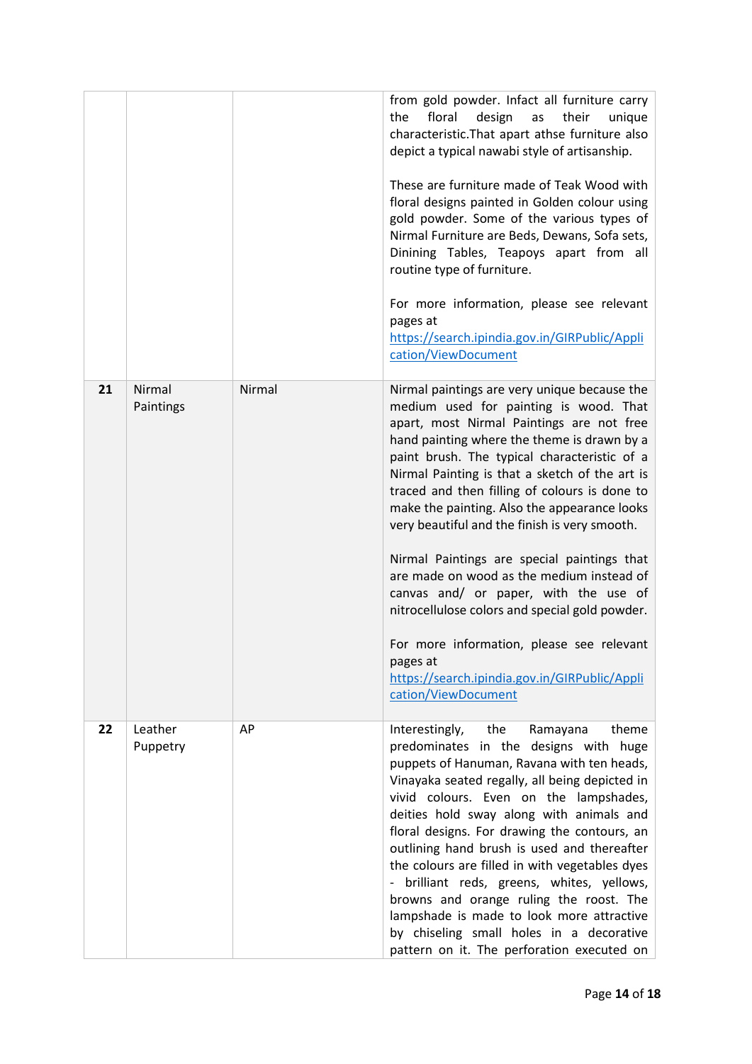|  |  |  |  |
|---|---|---|---|
|  |  |  | from gold powder. Infact all furniture carry the floral design as their unique characteristic.That apart athse furniture also depict a typical nawabi style of artisanship.<br><br>These are furniture made of Teak Wood with floral designs painted in Golden colour using gold powder. Some of the various types of Nirmal Furniture are Beds, Dewans, Sofa sets, Dinining Tables, Teapoys apart from all routine type of furniture.<br><br>For more information, please see relevant pages at [https://search.ipindia.gov.in/GIRPublic/Application/ViewDocument](https://search.ipindia.gov.in/GIRPublic/Application/ViewDocument) |
| **21** | Nirmal Paintings | Nirmal | Nirmal paintings are very unique because the medium used for painting is wood. That apart, most Nirmal Paintings are not free hand painting where the theme is drawn by a paint brush. The typical characteristic of a Nirmal Painting is that a sketch of the art is traced and then filling of colours is done to make the painting. Also the appearance looks very beautiful and the finish is very smooth.<br><br>Nirmal Paintings are special paintings that are made on wood as the medium instead of canvas and/ or paper, with the use of nitrocellulose colors and special gold powder.<br><br>For more information, please see relevant pages at [https://search.ipindia.gov.in/GIRPublic/Application/ViewDocument](https://search.ipindia.gov.in/GIRPublic/Application/ViewDocument) |
| **22** | Leather Puppetry | AP | Interestingly, the Ramayana theme predominates in the designs with huge puppets of Hanuman, Ravana with ten heads, Vinayaka seated regally, all being depicted in vivid colours. Even on the lampshades, deities hold sway along with animals and floral designs. For drawing the contours, an outlining hand brush is used and thereafter the colours are filled in with vegetables dyes - brilliant reds, greens, whites, yellows, browns and orange ruling the roost. The lampshade is made to look more attractive by chiseling small holes in a decorative pattern on it. The perforation executed on |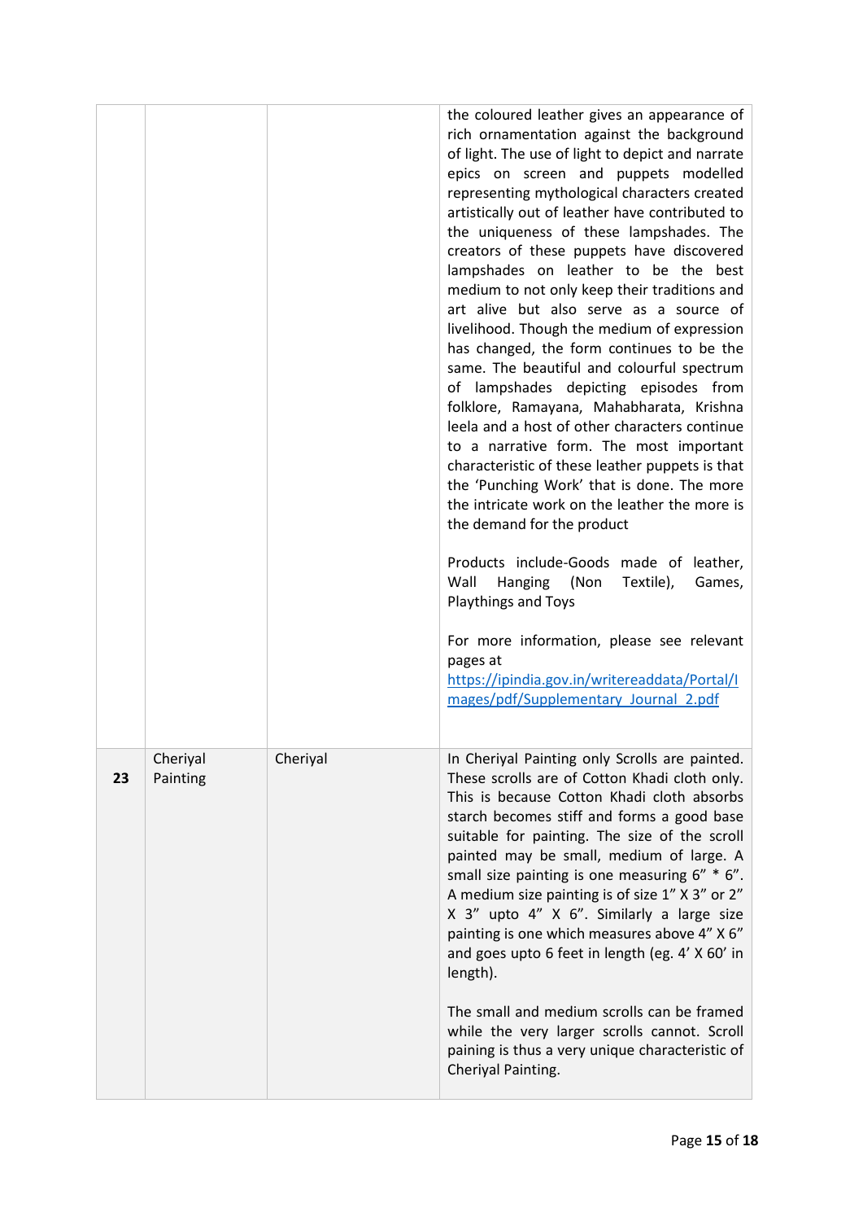| | | | |
|---|---|---|---|
| | | | the coloured leather gives an appearance of rich ornamentation against the background of light. The use of light to depict and narrate epics on screen and puppets modelled representing mythological characters created artistically out of leather have contributed to the uniqueness of these lampshades. The creators of these puppets have discovered lampshades on leather to be the best medium to not only keep their traditions and art alive but also serve as a source of livelihood. Though the medium of expression has changed, the form continues to be the same. The beautiful and colourful spectrum of lampshades depicting episodes from folklore, Ramayana, Mahabharata, Krishna leela and a host of other characters continue to a narrative form. The most important characteristic of these leather puppets is that the 'Punching Work' that is done. The more the intricate work on the leather the more is the demand for the product<br><br>Products include-Goods made of leather, Wall Hanging (Non Textile), Games, Playthings and Toys<br><br>For more information, please see relevant pages at [https://ipindia.gov.in/writereaddata/Portal/Images/pdf/Supplementary_Journal_2.pdf](https://ipindia.gov.in/writereaddata/Portal/Images/pdf/Supplementary_Journal_2.pdf) |
| **23** | Cheriyal Painting | Cheriyal | In Cheriyal Painting only Scrolls are painted. These scrolls are of Cotton Khadi cloth only. This is because Cotton Khadi cloth absorbs starch becomes stiff and forms a good base suitable for painting. The size of the scroll painted may be small, medium of large. A small size painting is one measuring 6" * 6". A medium size painting is of size 1" X 3" or 2" X 3" upto 4" X 6". Similarly a large size painting is one which measures above 4" X 6" and goes upto 6 feet in length (eg. 4' X 60' in length).<br><br>The small and medium scrolls can be framed while the very larger scrolls cannot. Scroll paining is thus a very unique characteristic of Cheriyal Painting. |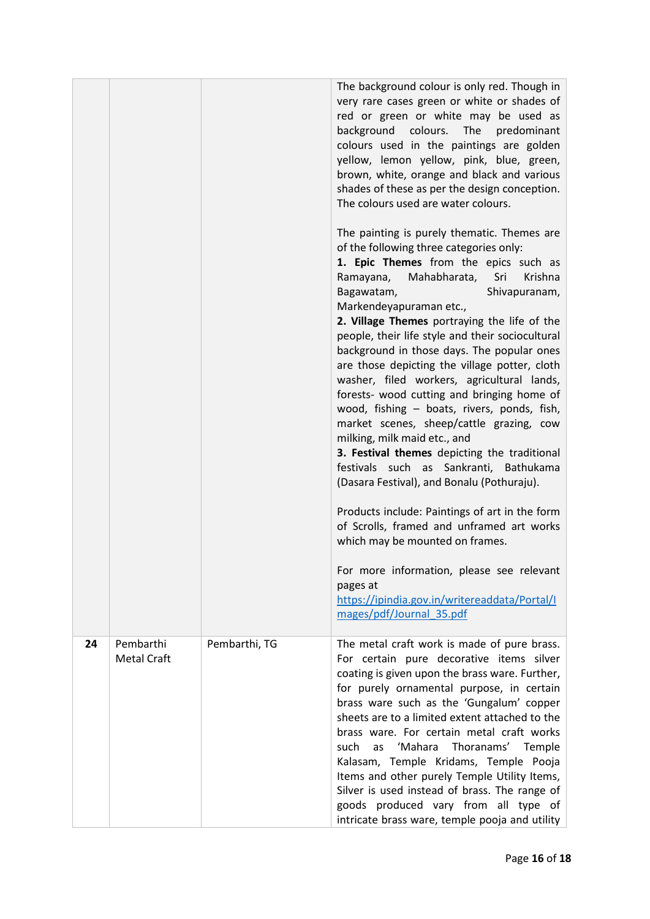| | | | |
|---|---|---|---|
| | | | The background colour is only red. Though in very rare cases green or white or shades of red or green or white may be used as background colours. The predominant colours used in the paintings are golden yellow, lemon yellow, pink, blue, green, brown, white, orange and black and various shades of these as per the design conception. The colours used are water colours.<br><br>The painting is purely thematic. Themes are of the following three categories only:<br>**1. Epic Themes** from the epics such as Ramayana, Mahabharata, Sri Krishna Bagawatam, Shivapuranam, Markendeyapuraman etc.,<br>**2. Village Themes** portraying the life of the people, their life style and their sociocultural background in those days. The popular ones are those depicting the village potter, cloth washer, filed workers, agricultural lands, forests- wood cutting and bringing home of wood, fishing – boats, rivers, ponds, fish, market scenes, sheep/cattle grazing, cow milking, milk maid etc., and<br>**3. Festival themes** depicting the traditional festivals such as Sankranti, Bathukama (Dasara Festival), and Bonalu (Pothuraju).<br><br>Products include: Paintings of art in the form of Scrolls, framed and unframed art works which may be mounted on frames.<br><br>For more information, please see relevant pages at [https://ipindia.gov.in/writereaddata/Portal/Images/pdf/Journal_35.pdf](https://ipindia.gov.in/writereaddata/Portal/Images/pdf/Journal_35.pdf) |
| **24** | Pembarthi Metal Craft | Pembarthi, TG | The metal craft work is made of pure brass. For certain pure decorative items silver coating is given upon the brass ware. Further, for purely ornamental purpose, in certain brass ware such as the 'Gungalum' copper sheets are to a limited extent attached to the brass ware. For certain metal craft works such as 'Mahara Thoranams' Temple Kalasam, Temple Kridams, Temple Pooja Items and other purely Temple Utility Items, Silver is used instead of brass. The range of goods produced vary from all type of intricate brass ware, temple pooja and utility |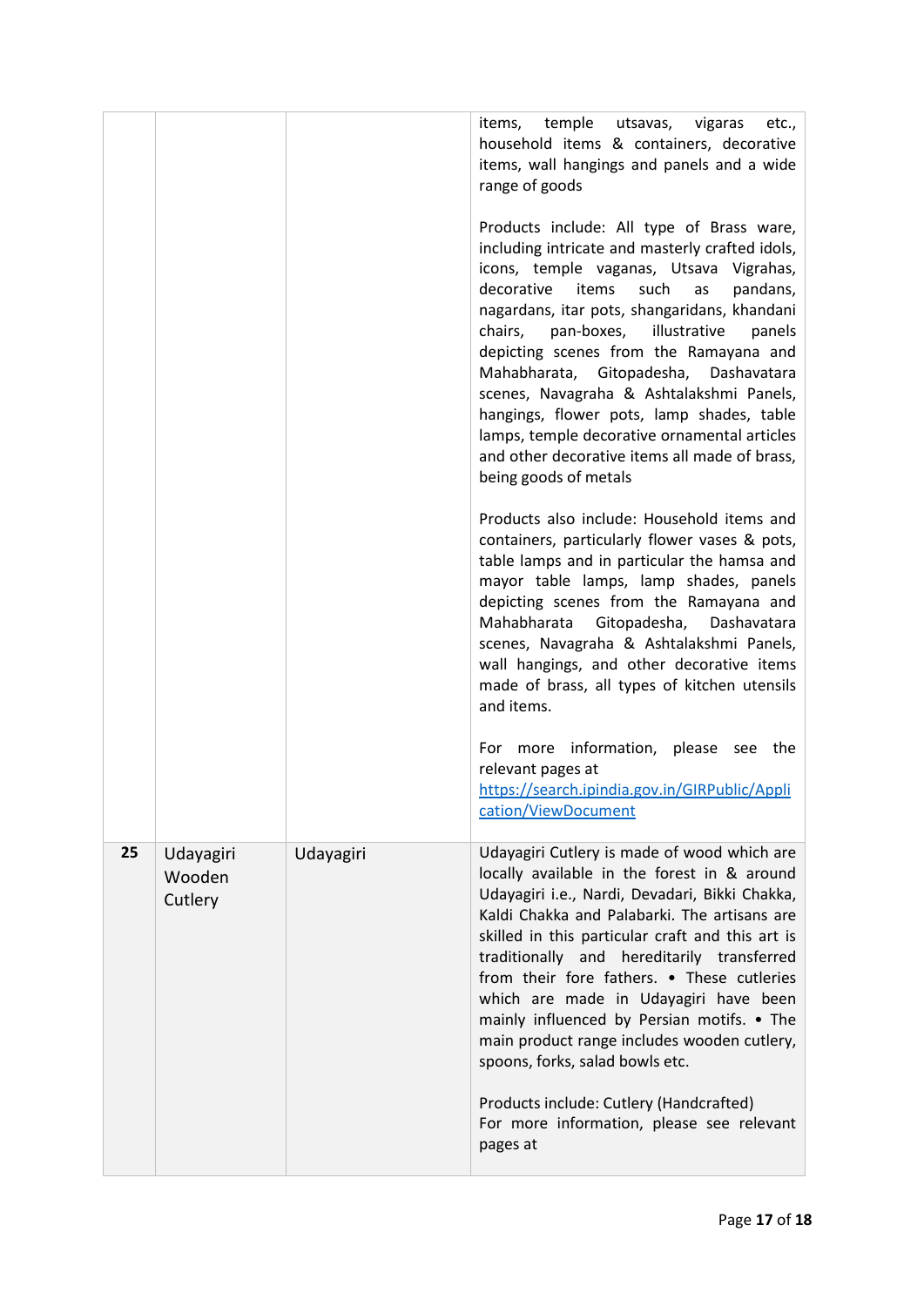| | | | |
|---|---|---|---|
| | | | items, temple utsavas, vigaras etc., household items & containers, decorative items, wall hangings and panels and a wide range of goods<br><br>Products include: All type of Brass ware, including intricate and masterly crafted idols, icons, temple vaganas, Utsava Vigrahas, decorative items such as pandans, nagardans, itar pots, shangaridans, khandani chairs, pan-boxes, illustrative panels depicting scenes from the Ramayana and Mahabharata, Gitopadesha, Dashavatara scenes, Navagraha & Ashtalakshmi Panels, hangings, flower pots, lamp shades, table lamps, temple decorative ornamental articles and other decorative items all made of brass, being goods of metals<br><br>Products also include: Household items and containers, particularly flower vases & pots, table lamps and in particular the hamsa and mayor table lamps, lamp shades, panels depicting scenes from the Ramayana and Mahabharata Gitopadesha, Dashavatara scenes, Navagraha & Ashtalakshmi Panels, wall hangings, and other decorative items made of brass, all types of kitchen utensils and items.<br><br>For more information, please see the relevant pages at https://search.ipindia.gov.in/GIRPublic/Application/ViewDocument |
| **25** | Udayagiri Wooden Cutlery | Udayagiri | Udayagiri Cutlery is made of wood which are locally available in the forest in & around Udayagiri i.e., Nardi, Devadari, Bikki Chakka, Kaldi Chakka and Palabarki. The artisans are skilled in this particular craft and this art is traditionally and hereditarily transferred from their fore fathers. • These cutleries which are made in Udayagiri have been mainly influenced by Persian motifs. • The main product range includes wooden cutlery, spoons, forks, salad bowls etc.<br><br>Products include: Cutlery (Handcrafted)<br>For more information, please see relevant pages at |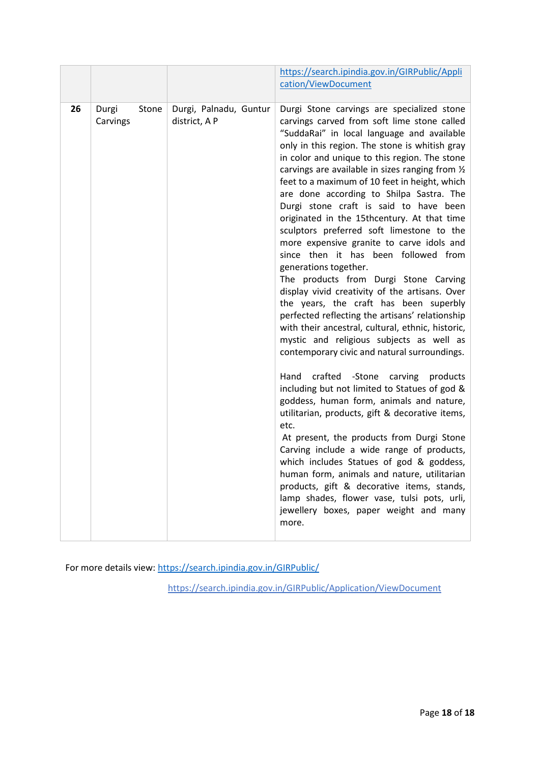| | | | |
|---|---|---|---|
| | | | https://search.ipindia.gov.in/GIRPublic/Application/ViewDocument |
| **26** | Durgi Stone Carvings | Durgi, Palnadu, Guntur district, A P | Durgi Stone carvings are specialized stone carvings carved from soft lime stone called "SuddaRai" in local language and available only in this region. The stone is whitish gray in color and unique to this region. The stone carvings are available in sizes ranging from ½ feet to a maximum of 10 feet in height, which are done according to Shilpa Sastra. The Durgi stone craft is said to have been originated in the 15thcentury. At that time sculptors preferred soft limestone to the more expensive granite to carve idols and since then it has been followed from generations together.<br>The products from Durgi Stone Carving display vivid creativity of the artisans. Over the years, the craft has been superbly perfected reflecting the artisans' relationship with their ancestral, cultural, ethnic, historic, mystic and religious subjects as well as contemporary civic and natural surroundings.<br><br>Hand crafted -Stone carving products including but not limited to Statues of god & goddess, human form, animals and nature, utilitarian, products, gift & decorative items, etc.<br>At present, the products from Durgi Stone Carving include a wide range of products, which includes Statues of god & goddess, human form, animals and nature, utilitarian products, gift & decorative items, stands, lamp shades, flower vase, tulsi pots, urli, jewellery boxes, paper weight and many more. |

For more details view: https://search.ipindia.gov.in/GIRPublic/

https://search.ipindia.gov.in/GIRPublic/Application/ViewDocument